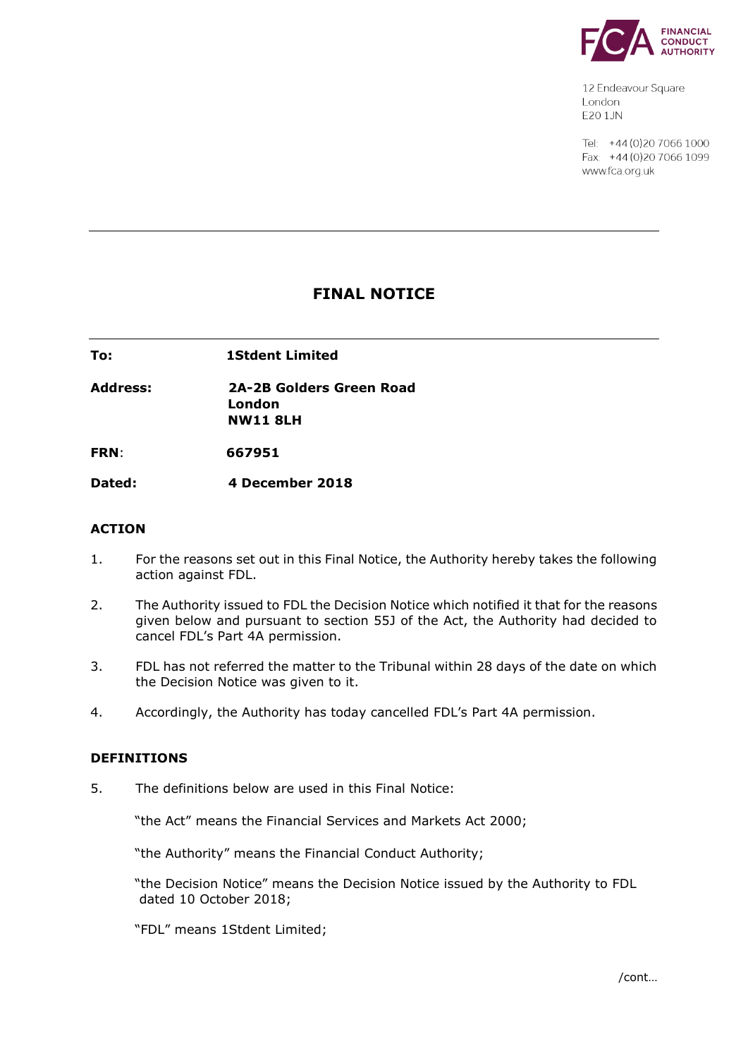FINANCIAL CONDUCT AUTHORITY

12 Endeavour Square
London
E20 1JN

Tel: +44 (0)20 7066 1000
Fax: +44 (0)20 7066 1099
www.fca.org.uk

---

# FINAL NOTICE

---

| | |
|---|---|
| **To:** | **1Stdent Limited** |
| **Address:** | **2A-2B Golders Green Road London NW11 8LH** |
| **FRN:** | **667951** |
| **Dated:** | **4 December 2018** |

## ACTION

1. For the reasons set out in this Final Notice, the Authority hereby takes the following action against FDL.

2. The Authority issued to FDL the Decision Notice which notified it that for the reasons given below and pursuant to section 55J of the Act, the Authority had decided to cancel FDL's Part 4A permission.

3. FDL has not referred the matter to the Tribunal within 28 days of the date on which the Decision Notice was given to it.

4. Accordingly, the Authority has today cancelled FDL's Part 4A permission.

## DEFINITIONS

5. The definitions below are used in this Final Notice:

   "the Act" means the Financial Services and Markets Act 2000;

   "the Authority" means the Financial Conduct Authority;

   "the Decision Notice" means the Decision Notice issued by the Authority to FDL dated 10 October 2018;

   "FDL" means 1Stdent Limited;

/cont…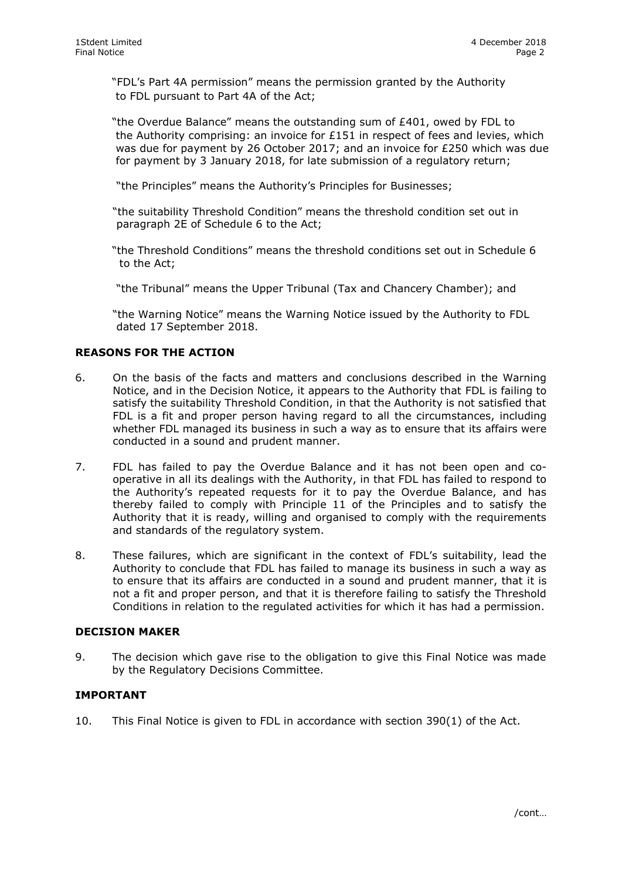"FDL's Part 4A permission" means the permission granted by the Authority to FDL pursuant to Part 4A of the Act;

"the Overdue Balance" means the outstanding sum of £401, owed by FDL to the Authority comprising: an invoice for £151 in respect of fees and levies, which was due for payment by 26 October 2017; and an invoice for £250 which was due for payment by 3 January 2018, for late submission of a regulatory return;

"the Principles" means the Authority's Principles for Businesses;

"the suitability Threshold Condition" means the threshold condition set out in paragraph 2E of Schedule 6 to the Act;

"the Threshold Conditions" means the threshold conditions set out in Schedule 6 to the Act;

"the Tribunal" means the Upper Tribunal (Tax and Chancery Chamber); and

"the Warning Notice" means the Warning Notice issued by the Authority to FDL dated 17 September 2018.

## REASONS FOR THE ACTION

6. On the basis of the facts and matters and conclusions described in the Warning Notice, and in the Decision Notice, it appears to the Authority that FDL is failing to satisfy the suitability Threshold Condition, in that the Authority is not satisfied that FDL is a fit and proper person having regard to all the circumstances, including whether FDL managed its business in such a way as to ensure that its affairs were conducted in a sound and prudent manner.

7. FDL has failed to pay the Overdue Balance and it has not been open and co-operative in all its dealings with the Authority, in that FDL has failed to respond to the Authority's repeated requests for it to pay the Overdue Balance, and has thereby failed to comply with Principle 11 of the Principles and to satisfy the Authority that it is ready, willing and organised to comply with the requirements and standards of the regulatory system.

8. These failures, which are significant in the context of FDL's suitability, lead the Authority to conclude that FDL has failed to manage its business in such a way as to ensure that its affairs are conducted in a sound and prudent manner, that it is not a fit and proper person, and that it is therefore failing to satisfy the Threshold Conditions in relation to the regulated activities for which it has had a permission.

## DECISION MAKER

9. The decision which gave rise to the obligation to give this Final Notice was made by the Regulatory Decisions Committee.

## IMPORTANT

10. This Final Notice is given to FDL in accordance with section 390(1) of the Act.

/cont…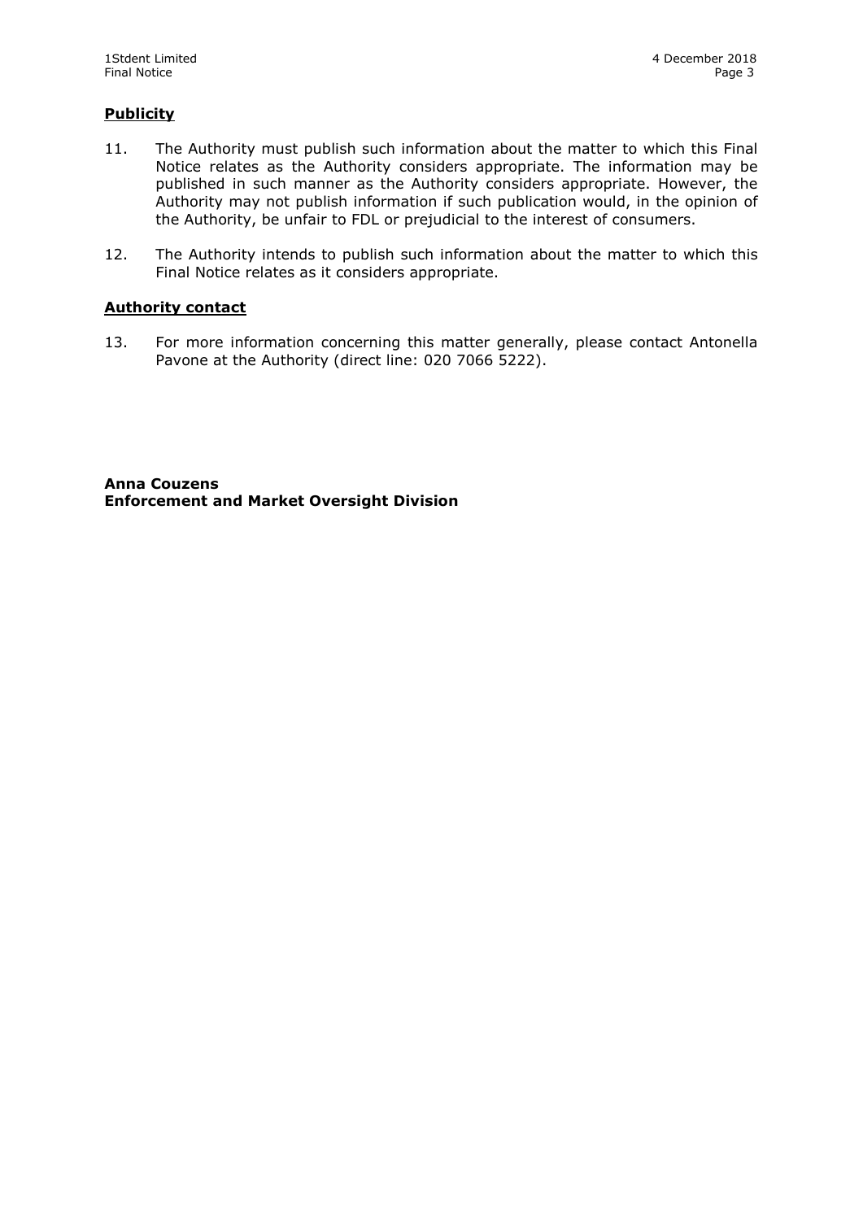**Publicity**

11. The Authority must publish such information about the matter to which this Final Notice relates as the Authority considers appropriate. The information may be published in such manner as the Authority considers appropriate. However, the Authority may not publish information if such publication would, in the opinion of the Authority, be unfair to FDL or prejudicial to the interest of consumers.

12. The Authority intends to publish such information about the matter to which this Final Notice relates as it considers appropriate.

**Authority contact**

13. For more information concerning this matter generally, please contact Antonella Pavone at the Authority (direct line: 020 7066 5222).

**Anna Couzens**
**Enforcement and Market Oversight Division**